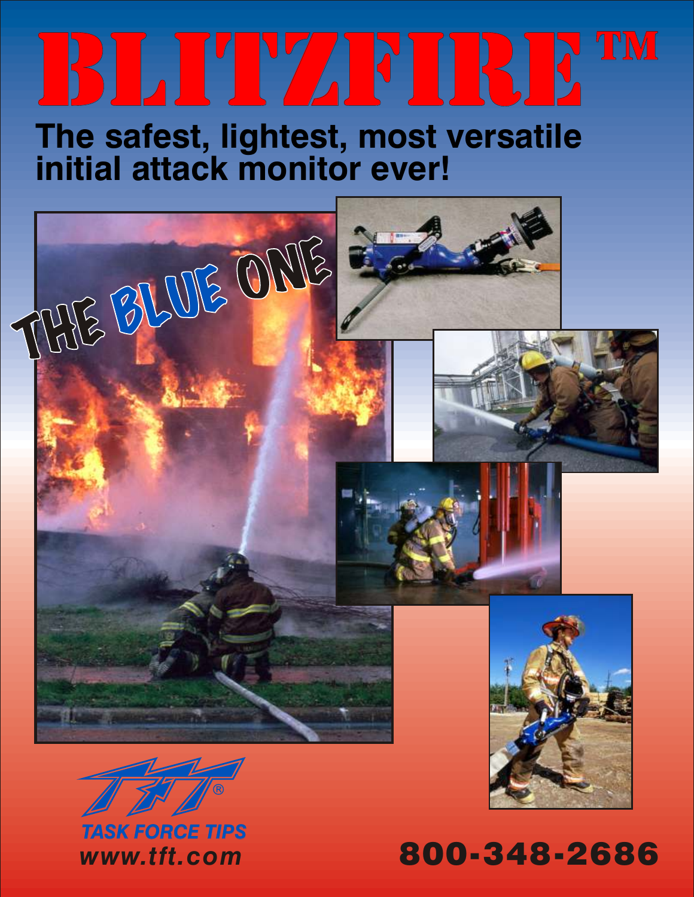# BLITZFIRE™

## The safest, lightest, most versatile initial attack monitor ever!

THE BLUE ONE

TASK FORCE TIPS

www.tft.com

800-348-2686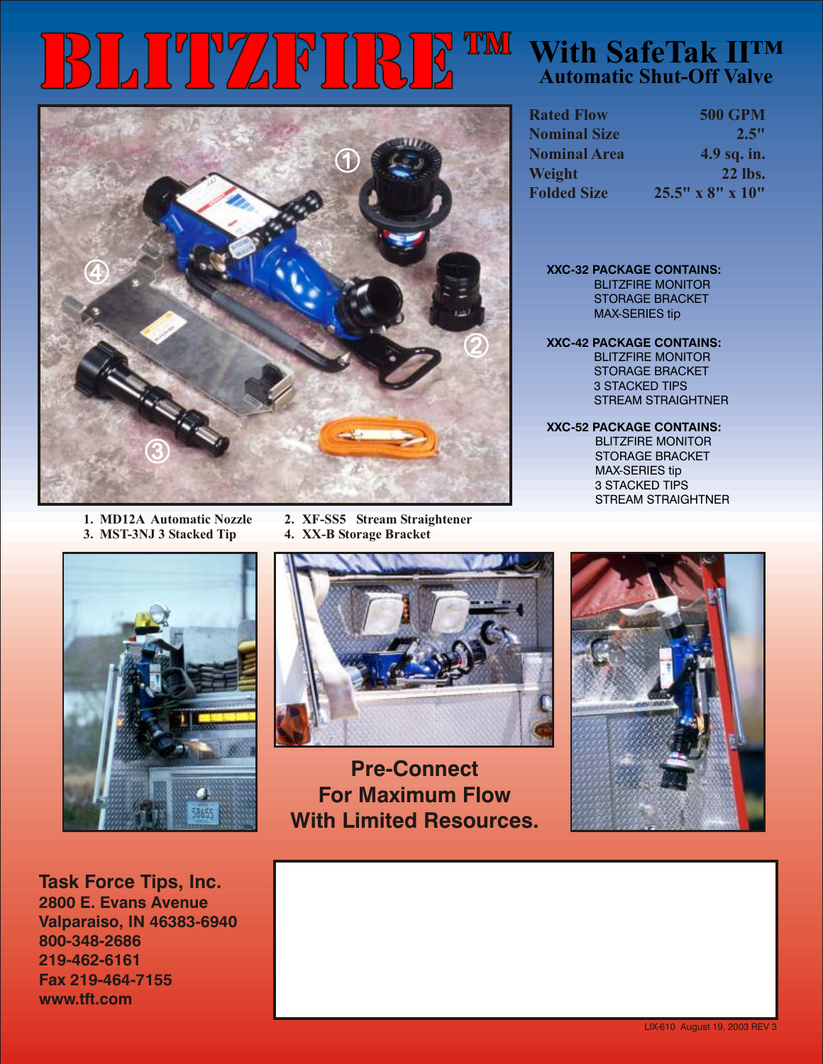# BLITZFIRE™ With SafeTak II™ Automatic Shut-Off Valve

| | |
|---|---|
| Rated Flow | 500 GPM |
| Nominal Size | 2.5" |
| Nominal Area | 4.9 sq. in. |
| Weight | 22 lbs. |
| Folded Size | 25.5" x 8" x 10" |

**XXC-32 PACKAGE CONTAINS:**
- BLITZFIRE MONITOR
- STORAGE BRACKET
- MAX-SERIES tip

**XXC-42 PACKAGE CONTAINS:**
- BLITZFIRE MONITOR
- STORAGE BRACKET
- 3 STACKED TIPS
- STREAM STRAIGHTNER

**XXC-52 PACKAGE CONTAINS:**
- BLITZFIRE MONITOR
- STORAGE BRACKET
- MAX-SERIES tip
- 3 STACKED TIPS
- STREAM STRAIGHTNER

1. MD12A Automatic Nozzle
2. XF-SS5 Stream Straightener
3. MST-3NJ 3 Stacked Tip
4. XX-B Storage Bracket

## Pre-Connect For Maximum Flow With Limited Resources.

**Task Force Tips, Inc.**
**2800 E. Evans Avenue**
**Valparaiso, IN 46383-6940**
**800-348-2686**
**219-462-6161**
**Fax 219-464-7155**
**www.tft.com**

LIX-610 August 19, 2003 REV 3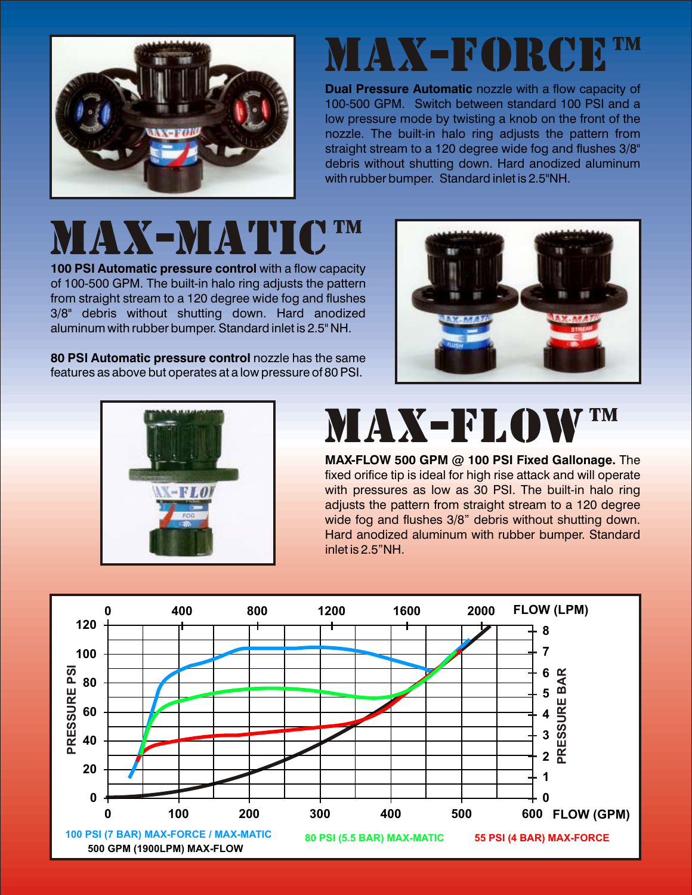# MAX-FORCE™

**Dual Pressure Automatic** nozzle with a flow capacity of 100-500 GPM. Switch between standard 100 PSI and a low pressure mode by twisting a knob on the front of the nozzle. The built-in halo ring adjusts the pattern from straight stream to a 120 degree wide fog and flushes 3/8" debris without shutting down. Hard anodized aluminum with rubber bumper. Standard inlet is 2.5"NH.

# MAX-MATIC™

**100 PSI Automatic pressure control** with a flow capacity of 100-500 GPM. The built-in halo ring adjusts the pattern from straight stream to a 120 degree wide fog and flushes 3/8" debris without shutting down. Hard anodized aluminum with rubber bumper. Standard inlet is 2.5" NH.

**80 PSI Automatic pressure control** nozzle has the same features as above but operates at a low pressure of 80 PSI.

# MAX-FLOW™

**MAX-FLOW 500 GPM @ 100 PSI Fixed Gallonage.** The fixed orifice tip is ideal for high rise attack and will operate with pressures as low as 30 PSI. The built-in halo ring adjusts the pattern from straight stream to a 120 degree wide fog and flushes 3/8" debris without shutting down. Hard anodized aluminum with rubber bumper. Standard inlet is 2.5"NH.

100 PSI (7 BAR) MAX-FORCE / MAX-MATIC
500 GPM (1900LPM) MAX-FLOW
80 PSI (5.5 BAR) MAX-MATIC
55 PSI (4 BAR) MAX-FORCE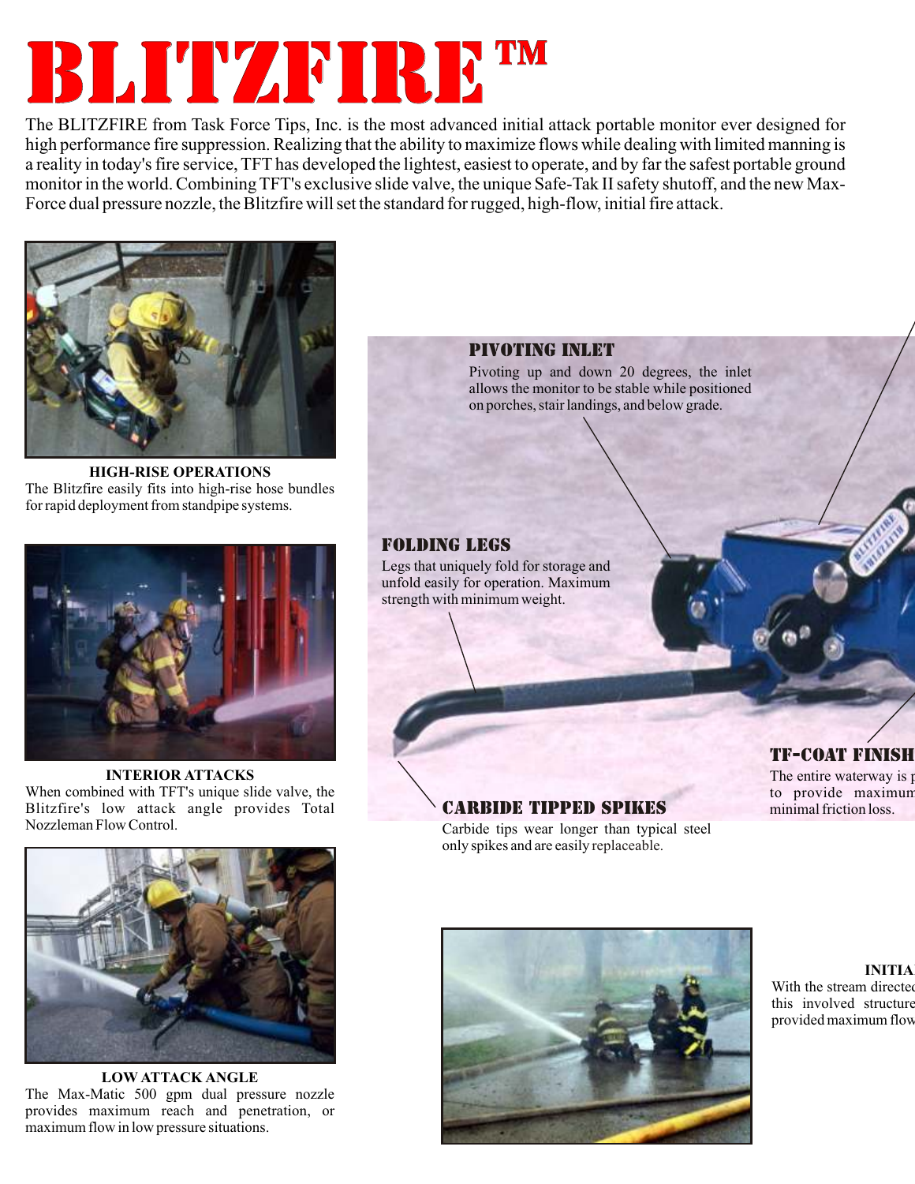# BLITZFIRE™

The BLITZFIRE from Task Force Tips, Inc. is the most advanced initial attack portable monitor ever designed for high performance fire suppression. Realizing that the ability to maximize flows while dealing with limited manning is a reality in today's fire service, TFT has developed the lightest, easiest to operate, and by far the safest portable ground monitor in the world. Combining TFT's exclusive slide valve, the unique Safe-Tak II safety shutoff, and the new Max-Force dual pressure nozzle, the Blitzfire will set the standard for rugged, high-flow, initial fire attack.

**HIGH-RISE OPERATIONS**
The Blitzfire easily fits into high-rise hose bundles for rapid deployment from standpipe systems.

**INTERIOR ATTACKS**
When combined with TFT's unique slide valve, the Blitzfire's low attack angle provides Total Nozzleman Flow Control.

**LOW ATTACK ANGLE**
The Max-Matic 500 gpm dual pressure nozzle provides maximum reach and penetration, or maximum flow in low pressure situations.

### PIVOTING INLET
Pivoting up and down 20 degrees, the inlet allows the monitor to be stable while positioned on porches, stair landings, and below grade.

### FOLDING LEGS
Legs that uniquely fold for storage and unfold easily for operation. Maximum strength with minimum weight.

### CARBIDE TIPPED SPIKES
Carbide tips wear longer than typical steel only spikes and are easily replaceable.

### TF-COAT FINISH
The entire waterway is p to provide maximum minimal friction loss.

**INITIA**
With the stream directed this involved structure provided maximum flow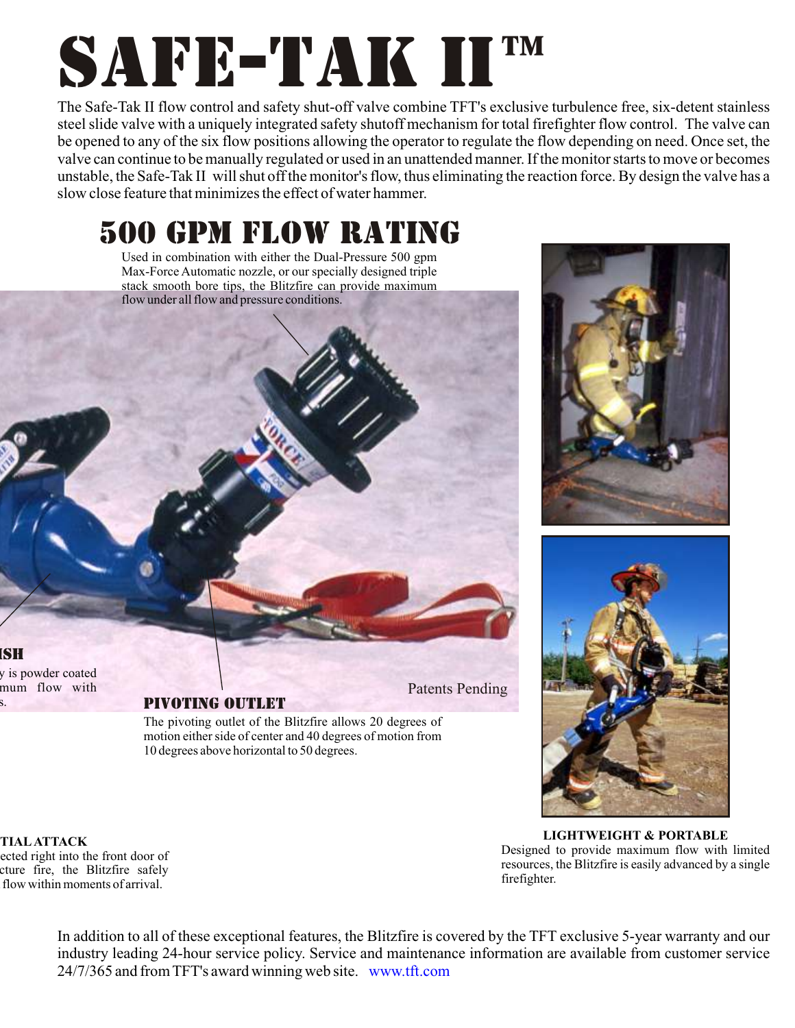# SAFE-TAK II™

The Safe-Tak II flow control and safety shut-off valve combine TFT's exclusive turbulence free, six-detent stainless steel slide valve with a uniquely integrated safety shutoff mechanism for total firefighter flow control. The valve can be opened to any of the six flow positions allowing the operator to regulate the flow depending on need. Once set, the valve can continue to be manually regulated or used in an unattended manner. If the monitor starts to move or becomes unstable, the Safe-Tak II will shut off the monitor's flow, thus eliminating the reaction force. By design the valve has a slow close feature that minimizes the effect of water hammer.

## 500 GPM FLOW RATING

Used in combination with either the Dual-Pressure 500 gpm Max-Force Automatic nozzle, or our specially designed triple stack smooth bore tips, the Blitzfire can provide maximum flow under all flow and pressure conditions.

**ISH**

y is powder coated
mum flow with
s.

Patents Pending

**PIVOTING OUTLET**

The pivoting outlet of the Blitzfire allows 20 degrees of motion either side of center and 40 degrees of motion from 10 degrees above horizontal to 50 degrees.

**TIAL ATTACK**

ected right into the front door of
cture fire, the Blitzfire safely
flow within moments of arrival.

**LIGHTWEIGHT & PORTABLE**

Designed to provide maximum flow with limited resources, the Blitzfire is easily advanced by a single firefighter.

In addition to all of these exceptional features, the Blitzfire is covered by the TFT exclusive 5-year warranty and our industry leading 24-hour service policy. Service and maintenance information are available from customer service 24/7/365 and from TFT's award winning web site. www.tft.com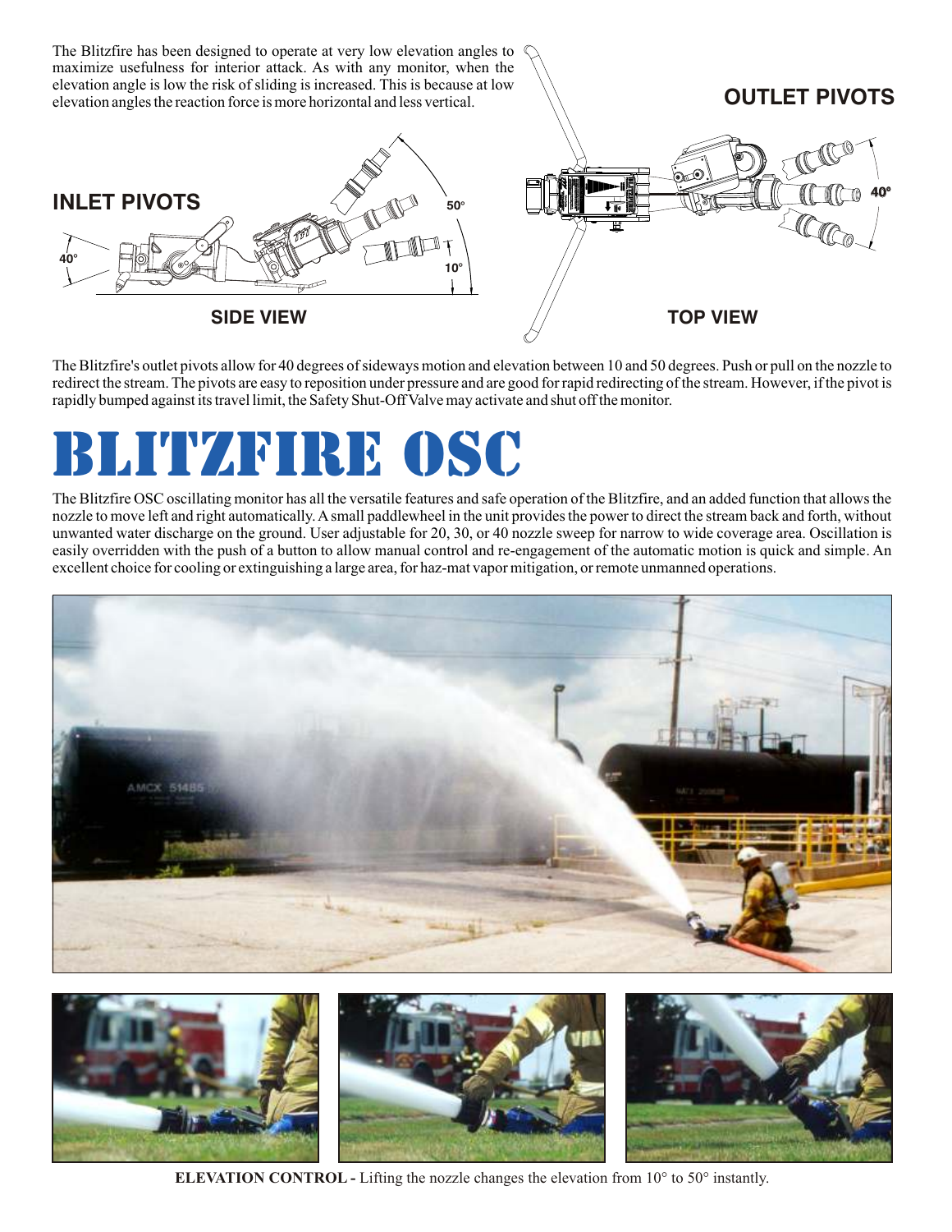The Blitzfire has been designed to operate at very low elevation angles to maximize usefulness for interior attack. As with any monitor, when the elevation angle is low the risk of sliding is increased. This is because at low elevation angles the reaction force is more horizontal and less vertical.

**INLET PIVOTS**

40°

50°

10°

**SIDE VIEW**

**OUTLET PIVOTS**

40°

**TOP VIEW**

The Blitzfire's outlet pivots allow for 40 degrees of sideways motion and elevation between 10 and 50 degrees. Push or pull on the nozzle to redirect the stream. The pivots are easy to reposition under pressure and are good for rapid redirecting of the stream. However, if the pivot is rapidly bumped against its travel limit, the Safety Shut-Off Valve may activate and shut off the monitor.

# BLITZFIRE OSC

The Blitzfire OSC oscillating monitor has all the versatile features and safe operation of the Blitzfire, and an added function that allows the nozzle to move left and right automatically. A small paddlewheel in the unit provides the power to direct the stream back and forth, without unwanted water discharge on the ground. User adjustable for 20, 30, or 40 nozzle sweep for narrow to wide coverage area. Oscillation is easily overridden with the push of a button to allow manual control and re-engagement of the automatic motion is quick and simple. An excellent choice for cooling or extinguishing a large area, for haz-mat vapor mitigation, or remote unmanned operations.

**ELEVATION CONTROL -** Lifting the nozzle changes the elevation from 10° to 50° instantly.